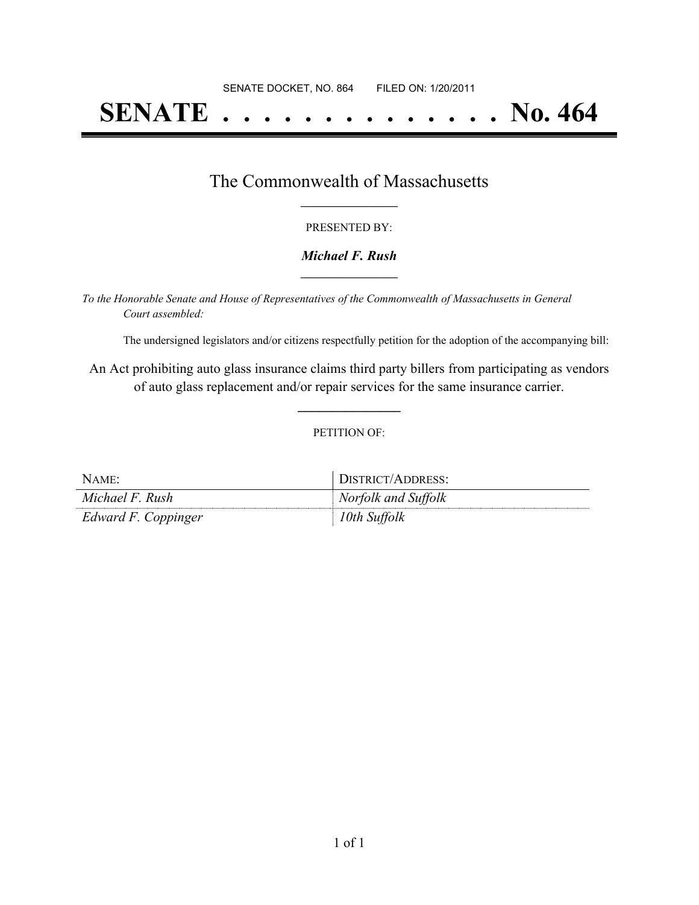SENATE DOCKET, NO. 864        FILED ON: 1/20/2011

# SENATE . . . . . . . . . . . . . . No. 464

## The Commonwealth of Massachusetts

PRESENTED BY:

***Michael F. Rush***

*To the Honorable Senate and House of Representatives of the Commonwealth of Massachusetts in General Court assembled:*

The undersigned legislators and/or citizens respectfully petition for the adoption of the accompanying bill:

An Act prohibiting auto glass insurance claims third party billers from participating as vendors of auto glass replacement and/or repair services for the same insurance carrier.

PETITION OF:

| NAME: | DISTRICT/ADDRESS: |
|---|---|
| *Michael F. Rush* | *Norfolk and Suffolk* |
| *Edward F. Coppinger* | *10th Suffolk* |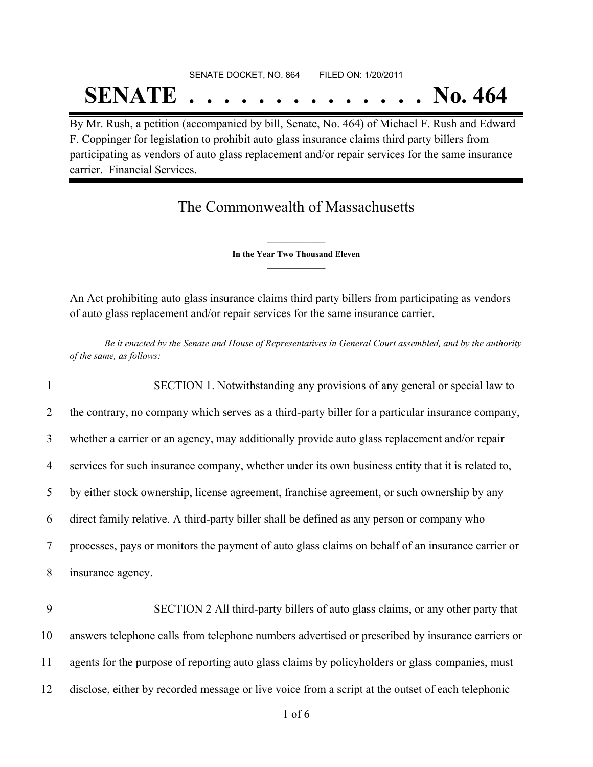SENATE DOCKET, NO. 864 FILED ON: 1/20/2011

# SENATE . . . . . . . . . . . . . . No. 464

By Mr. Rush, a petition (accompanied by bill, Senate, No. 464) of Michael F. Rush and Edward F. Coppinger for legislation to prohibit auto glass insurance claims third party billers from participating as vendors of auto glass replacement and/or repair services for the same insurance carrier. Financial Services.

## The Commonwealth of Massachusetts

**In the Year Two Thousand Eleven**

An Act prohibiting auto glass insurance claims third party billers from participating as vendors of auto glass replacement and/or repair services for the same insurance carrier.

*Be it enacted by the Senate and House of Representatives in General Court assembled, and by the authority of the same, as follows:*

1 SECTION 1. Notwithstanding any provisions of any general or special law to
2 the contrary, no company which serves as a third-party biller for a particular insurance company,
3 whether a carrier or an agency, may additionally provide auto glass replacement and/or repair
4 services for such insurance company, whether under its own business entity that it is related to,
5 by either stock ownership, license agreement, franchise agreement, or such ownership by any
6 direct family relative. A third-party biller shall be defined as any person or company who
7 processes, pays or monitors the payment of auto glass claims on behalf of an insurance carrier or
8 insurance agency.

9 SECTION 2 All third-party billers of auto glass claims, or any other party that
10 answers telephone calls from telephone numbers advertised or prescribed by insurance carriers or
11 agents for the purpose of reporting auto glass claims by policyholders or glass companies, must
12 disclose, either by recorded message or live voice from a script at the outset of each telephonic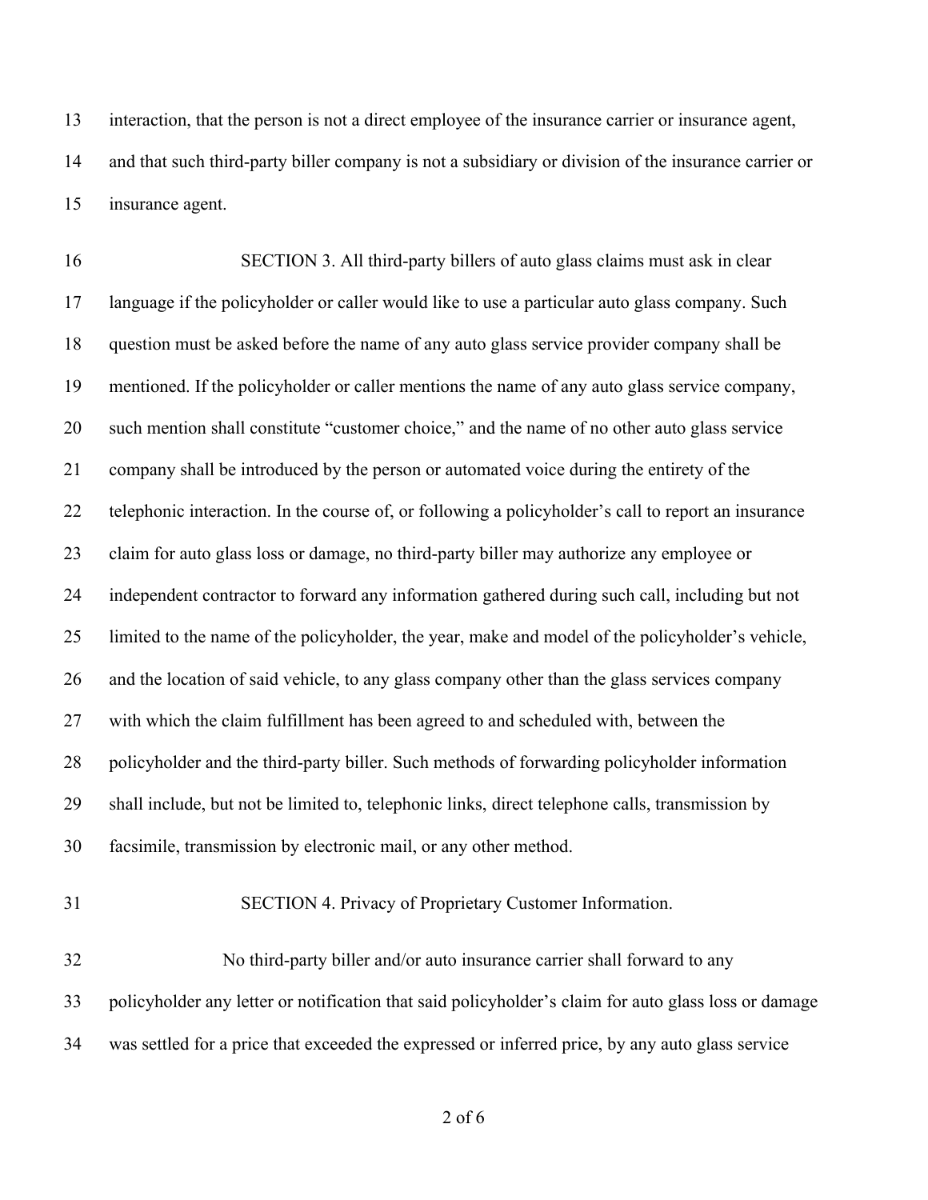interaction, that the person is not a direct employee of the insurance carrier or insurance agent, and that such third-party biller company is not a subsidiary or division of the insurance carrier or insurance agent.

SECTION 3. All third-party billers of auto glass claims must ask in clear language if the policyholder or caller would like to use a particular auto glass company. Such question must be asked before the name of any auto glass service provider company shall be mentioned. If the policyholder or caller mentions the name of any auto glass service company, such mention shall constitute "customer choice," and the name of no other auto glass service company shall be introduced by the person or automated voice during the entirety of the telephonic interaction. In the course of, or following a policyholder's call to report an insurance claim for auto glass loss or damage, no third-party biller may authorize any employee or independent contractor to forward any information gathered during such call, including but not limited to the name of the policyholder, the year, make and model of the policyholder's vehicle, and the location of said vehicle, to any glass company other than the glass services company with which the claim fulfillment has been agreed to and scheduled with, between the policyholder and the third-party biller. Such methods of forwarding policyholder information shall include, but not be limited to, telephonic links, direct telephone calls, transmission by facsimile, transmission by electronic mail, or any other method.

SECTION 4. Privacy of Proprietary Customer Information.

No third-party biller and/or auto insurance carrier shall forward to any policyholder any letter or notification that said policyholder's claim for auto glass loss or damage was settled for a price that exceeded the expressed or inferred price, by any auto glass service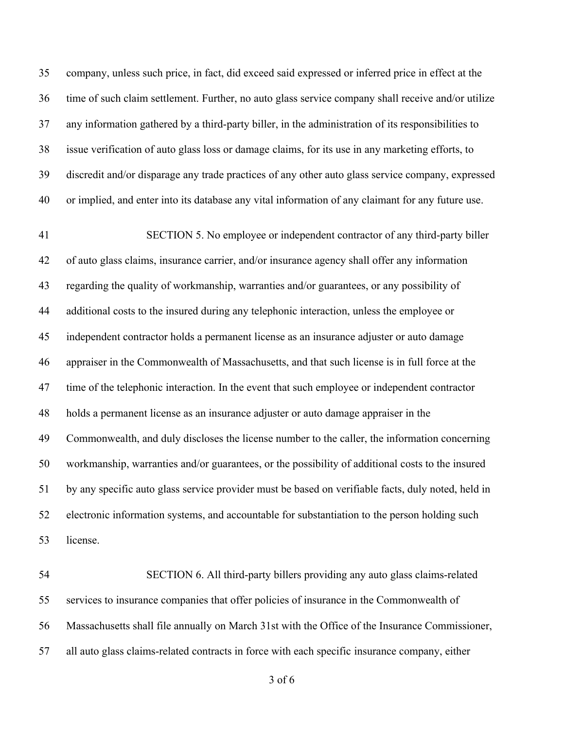company, unless such price, in fact, did exceed said expressed or inferred price in effect at the time of such claim settlement. Further, no auto glass service company shall receive and/or utilize any information gathered by a third-party biller, in the administration of its responsibilities to issue verification of auto glass loss or damage claims, for its use in any marketing efforts, to discredit and/or disparage any trade practices of any other auto glass service company, expressed or implied, and enter into its database any vital information of any claimant for any future use.

SECTION 5. No employee or independent contractor of any third-party biller of auto glass claims, insurance carrier, and/or insurance agency shall offer any information regarding the quality of workmanship, warranties and/or guarantees, or any possibility of additional costs to the insured during any telephonic interaction, unless the employee or independent contractor holds a permanent license as an insurance adjuster or auto damage appraiser in the Commonwealth of Massachusetts, and that such license is in full force at the time of the telephonic interaction. In the event that such employee or independent contractor holds a permanent license as an insurance adjuster or auto damage appraiser in the Commonwealth, and duly discloses the license number to the caller, the information concerning workmanship, warranties and/or guarantees, or the possibility of additional costs to the insured by any specific auto glass service provider must be based on verifiable facts, duly noted, held in electronic information systems, and accountable for substantiation to the person holding such license.

SECTION 6. All third-party billers providing any auto glass claims-related services to insurance companies that offer policies of insurance in the Commonwealth of Massachusetts shall file annually on March 31st with the Office of the Insurance Commissioner, all auto glass claims-related contracts in force with each specific insurance company, either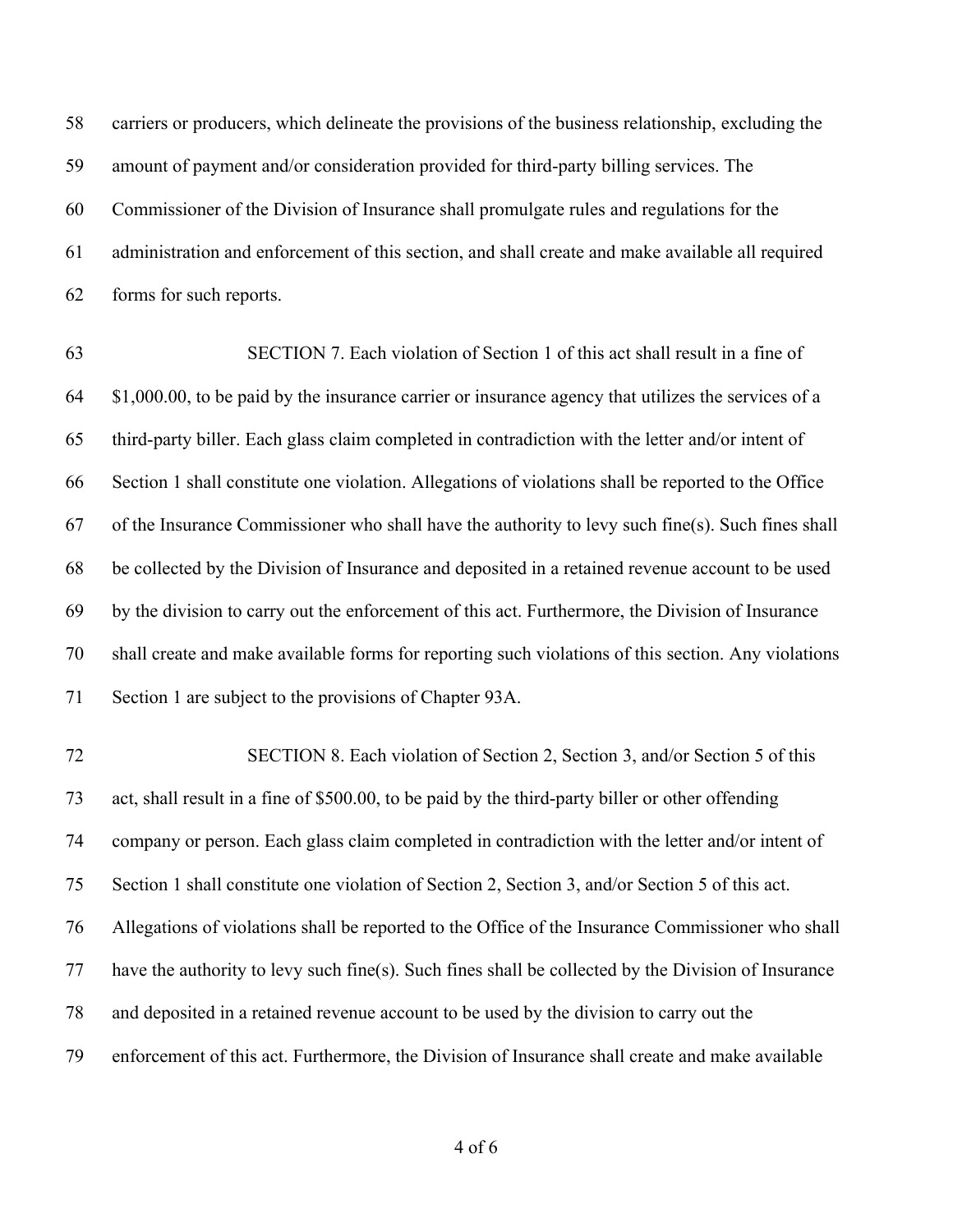carriers or producers, which delineate the provisions of the business relationship, excluding the amount of payment and/or consideration provided for third-party billing services. The Commissioner of the Division of Insurance shall promulgate rules and regulations for the administration and enforcement of this section, and shall create and make available all required forms for such reports.

SECTION 7. Each violation of Section 1 of this act shall result in a fine of $1,000.00, to be paid by the insurance carrier or insurance agency that utilizes the services of a third-party biller. Each glass claim completed in contradiction with the letter and/or intent of Section 1 shall constitute one violation. Allegations of violations shall be reported to the Office of the Insurance Commissioner who shall have the authority to levy such fine(s). Such fines shall be collected by the Division of Insurance and deposited in a retained revenue account to be used by the division to carry out the enforcement of this act. Furthermore, the Division of Insurance shall create and make available forms for reporting such violations of this section. Any violations Section 1 are subject to the provisions of Chapter 93A.

SECTION 8. Each violation of Section 2, Section 3, and/or Section 5 of this act, shall result in a fine of $500.00, to be paid by the third-party biller or other offending company or person. Each glass claim completed in contradiction with the letter and/or intent of Section 1 shall constitute one violation of Section 2, Section 3, and/or Section 5 of this act. Allegations of violations shall be reported to the Office of the Insurance Commissioner who shall have the authority to levy such fine(s). Such fines shall be collected by the Division of Insurance and deposited in a retained revenue account to be used by the division to carry out the enforcement of this act. Furthermore, the Division of Insurance shall create and make available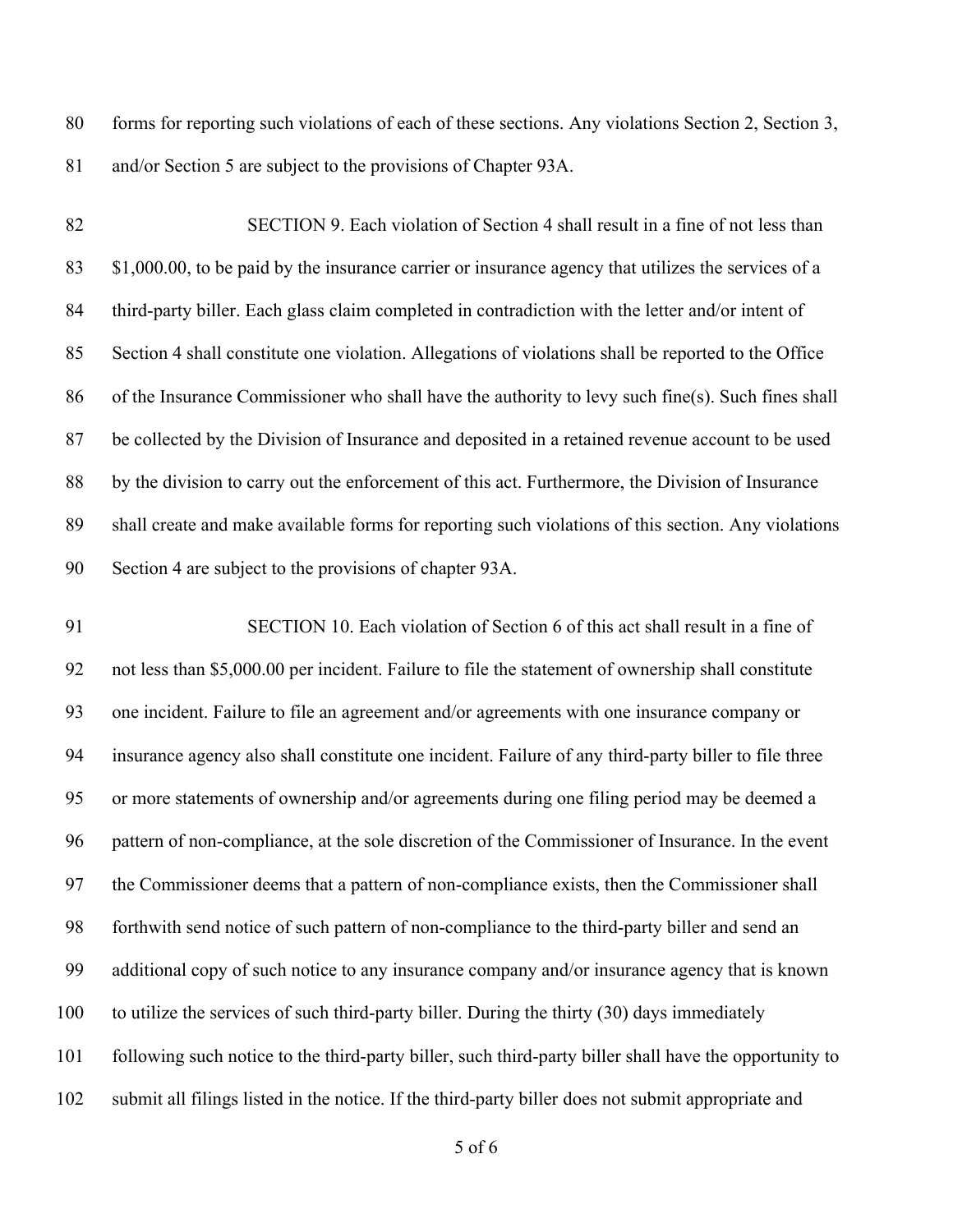forms for reporting such violations of each of these sections. Any violations Section 2, Section 3, and/or Section 5 are subject to the provisions of Chapter 93A.

SECTION 9. Each violation of Section 4 shall result in a fine of not less than $1,000.00, to be paid by the insurance carrier or insurance agency that utilizes the services of a third-party biller. Each glass claim completed in contradiction with the letter and/or intent of Section 4 shall constitute one violation. Allegations of violations shall be reported to the Office of the Insurance Commissioner who shall have the authority to levy such fine(s). Such fines shall be collected by the Division of Insurance and deposited in a retained revenue account to be used by the division to carry out the enforcement of this act. Furthermore, the Division of Insurance shall create and make available forms for reporting such violations of this section. Any violations Section 4 are subject to the provisions of chapter 93A.

SECTION 10. Each violation of Section 6 of this act shall result in a fine of not less than $5,000.00 per incident. Failure to file the statement of ownership shall constitute one incident. Failure to file an agreement and/or agreements with one insurance company or insurance agency also shall constitute one incident. Failure of any third-party biller to file three or more statements of ownership and/or agreements during one filing period may be deemed a pattern of non-compliance, at the sole discretion of the Commissioner of Insurance. In the event the Commissioner deems that a pattern of non-compliance exists, then the Commissioner shall forthwith send notice of such pattern of non-compliance to the third-party biller and send an additional copy of such notice to any insurance company and/or insurance agency that is known to utilize the services of such third-party biller. During the thirty (30) days immediately following such notice to the third-party biller, such third-party biller shall have the opportunity to submit all filings listed in the notice. If the third-party biller does not submit appropriate and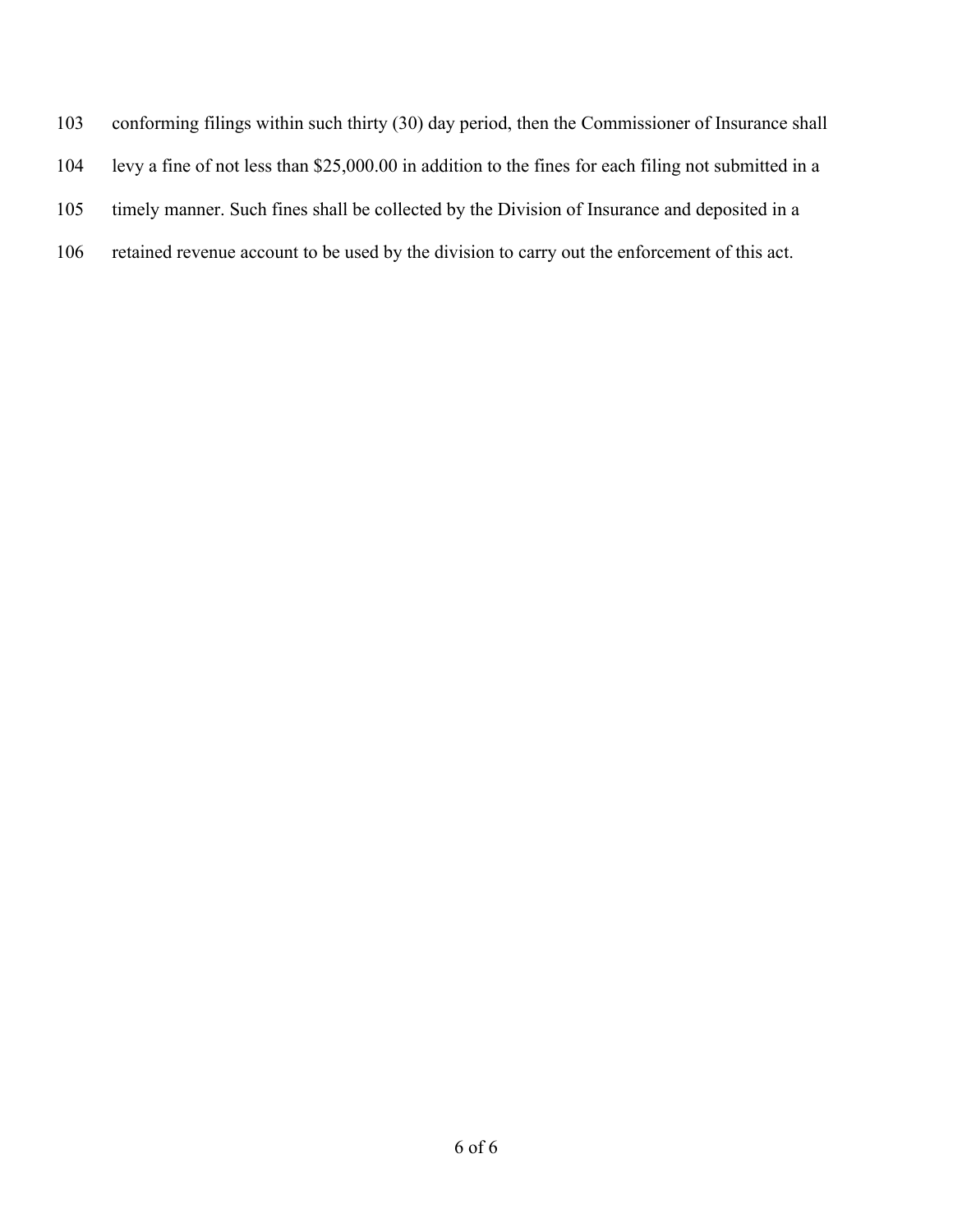103 conforming filings within such thirty (30) day period, then the Commissioner of Insurance shall

104 levy a fine of not less than $25,000.00 in addition to the fines for each filing not submitted in a

105 timely manner. Such fines shall be collected by the Division of Insurance and deposited in a

106 retained revenue account to be used by the division to carry out the enforcement of this act.